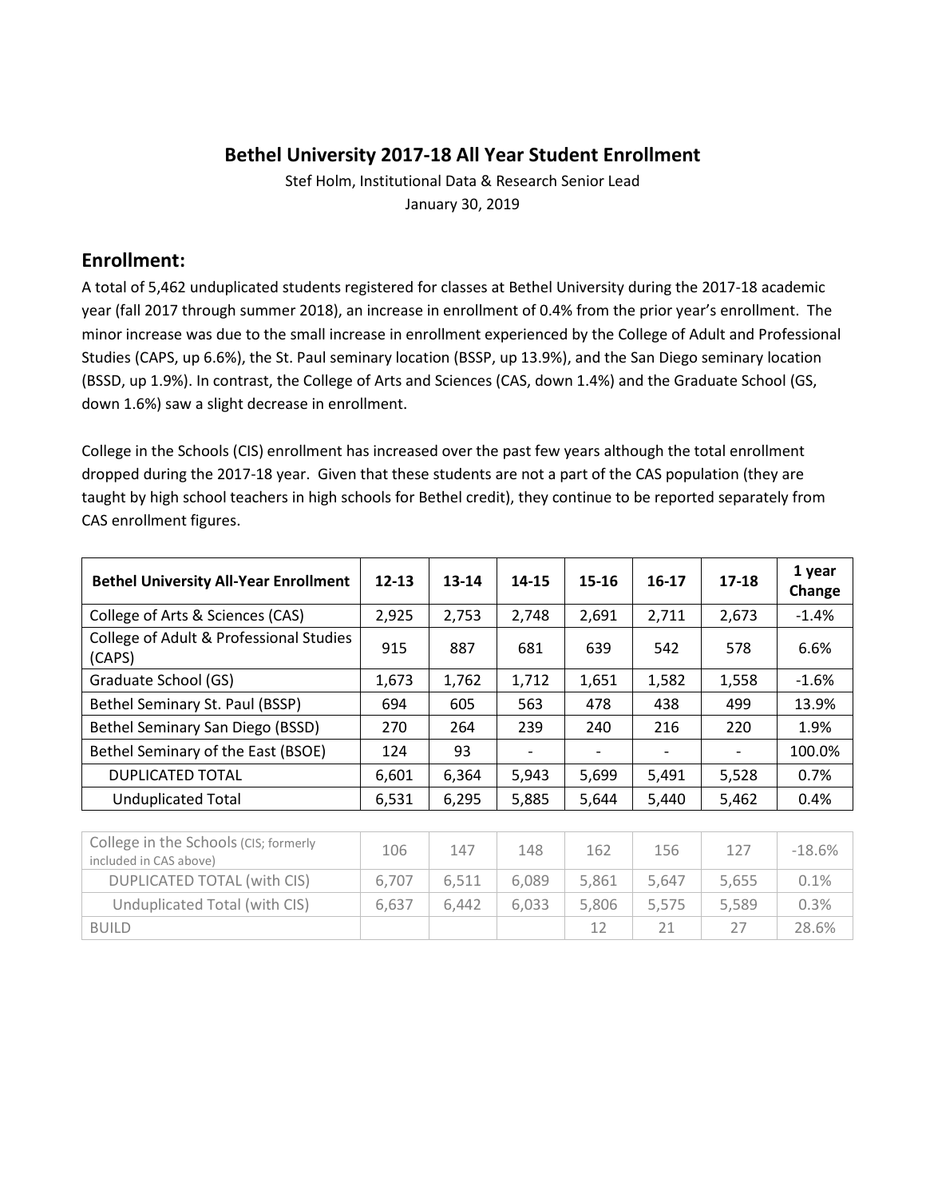# Bethel University 2017-18 All Year Student Enrollment

Stef Holm, Institutional Data & Research Senior Lead

January 30, 2019

## Enrollment:

A total of 5,462 unduplicated students registered for classes at Bethel University during the 2017-18 academic year (fall 2017 through summer 2018), an increase in enrollment of 0.4% from the prior year's enrollment. The minor increase was due to the small increase in enrollment experienced by the College of Adult and Professional Studies (CAPS, up 6.6%), the St. Paul seminary location (BSSP, up 13.9%), and the San Diego seminary location (BSSD, up 1.9%). In contrast, the College of Arts and Sciences (CAS, down 1.4%) and the Graduate School (GS, down 1.6%) saw a slight decrease in enrollment.

College in the Schools (CIS) enrollment has increased over the past few years although the total enrollment dropped during the 2017-18 year. Given that these students are not a part of the CAS population (they are taught by high school teachers in high schools for Bethel credit), they continue to be reported separately from CAS enrollment figures.

| Bethel University All-Year Enrollment | 12-13 | 13-14 | 14-15 | 15-16 | 16-17 | 17-18 | 1 year Change |
|---|---|---|---|---|---|---|---|
| College of Arts & Sciences (CAS) | 2,925 | 2,753 | 2,748 | 2,691 | 2,711 | 2,673 | -1.4% |
| College of Adult & Professional Studies (CAPS) | 915 | 887 | 681 | 639 | 542 | 578 | 6.6% |
| Graduate School (GS) | 1,673 | 1,762 | 1,712 | 1,651 | 1,582 | 1,558 | -1.6% |
| Bethel Seminary St. Paul (BSSP) | 694 | 605 | 563 | 478 | 438 | 499 | 13.9% |
| Bethel Seminary San Diego (BSSD) | 270 | 264 | 239 | 240 | 216 | 220 | 1.9% |
| Bethel Seminary of the East (BSOE) | 124 | 93 | - | - | - | - | 100.0% |
| DUPLICATED TOTAL | 6,601 | 6,364 | 5,943 | 5,699 | 5,491 | 5,528 | 0.7% |
| Unduplicated Total | 6,531 | 6,295 | 5,885 | 5,644 | 5,440 | 5,462 | 0.4% |

| | | | | | | | |
|---|---|---|---|---|---|---|---|
| College in the Schools (CIS; formerly included in CAS above) | 106 | 147 | 148 | 162 | 156 | 127 | -18.6% |
| DUPLICATED TOTAL (with CIS) | 6,707 | 6,511 | 6,089 | 5,861 | 5,647 | 5,655 | 0.1% |
| Unduplicated Total (with CIS) | 6,637 | 6,442 | 6,033 | 5,806 | 5,575 | 5,589 | 0.3% |
| BUILD | | | | 12 | 21 | 27 | 28.6% |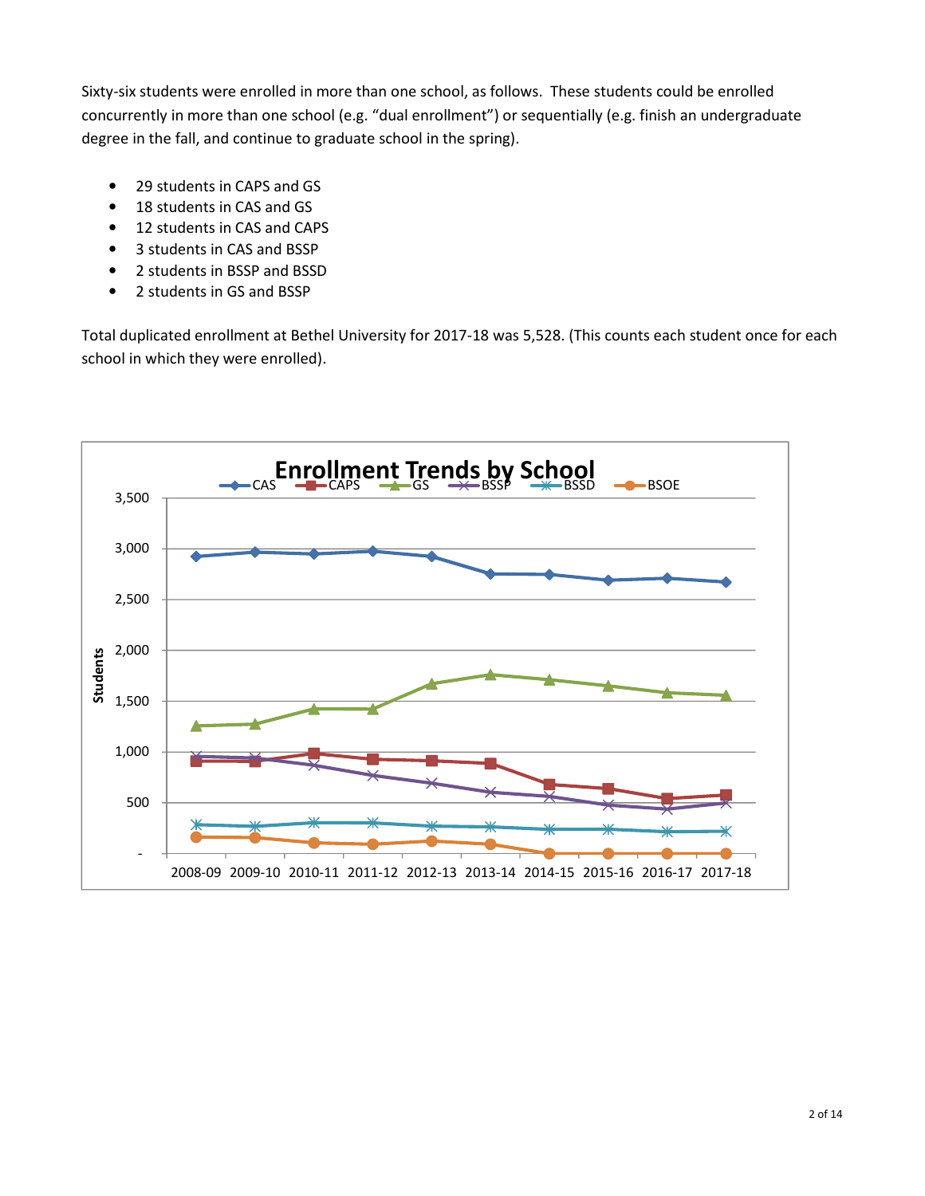Sixty-six students were enrolled in more than one school, as follows. These students could be enrolled concurrently in more than one school (e.g. "dual enrollment") or sequentially (e.g. finish an undergraduate degree in the fall, and continue to graduate school in the spring).

- 29 students in CAPS and GS
- 18 students in CAS and GS
- 12 students in CAS and CAPS
- 3 students in CAS and BSSP
- 2 students in BSSP and BSSD
- 2 students in GS and BSSP

Total duplicated enrollment at Bethel University for 2017-18 was 5,528. (This counts each student once for each school in which they were enrolled).

**Enrollment Trends by School**

Legend: CAS, CAPS, GS, BSSP, BSSD, BSOE

Y-axis: Students (–, 500, 1,000, 1,500, 2,000, 2,500, 3,000, 3,500)

X-axis: 2008-09, 2009-10, 2010-11, 2011-12, 2012-13, 2013-14, 2014-15, 2015-16, 2016-17, 2017-18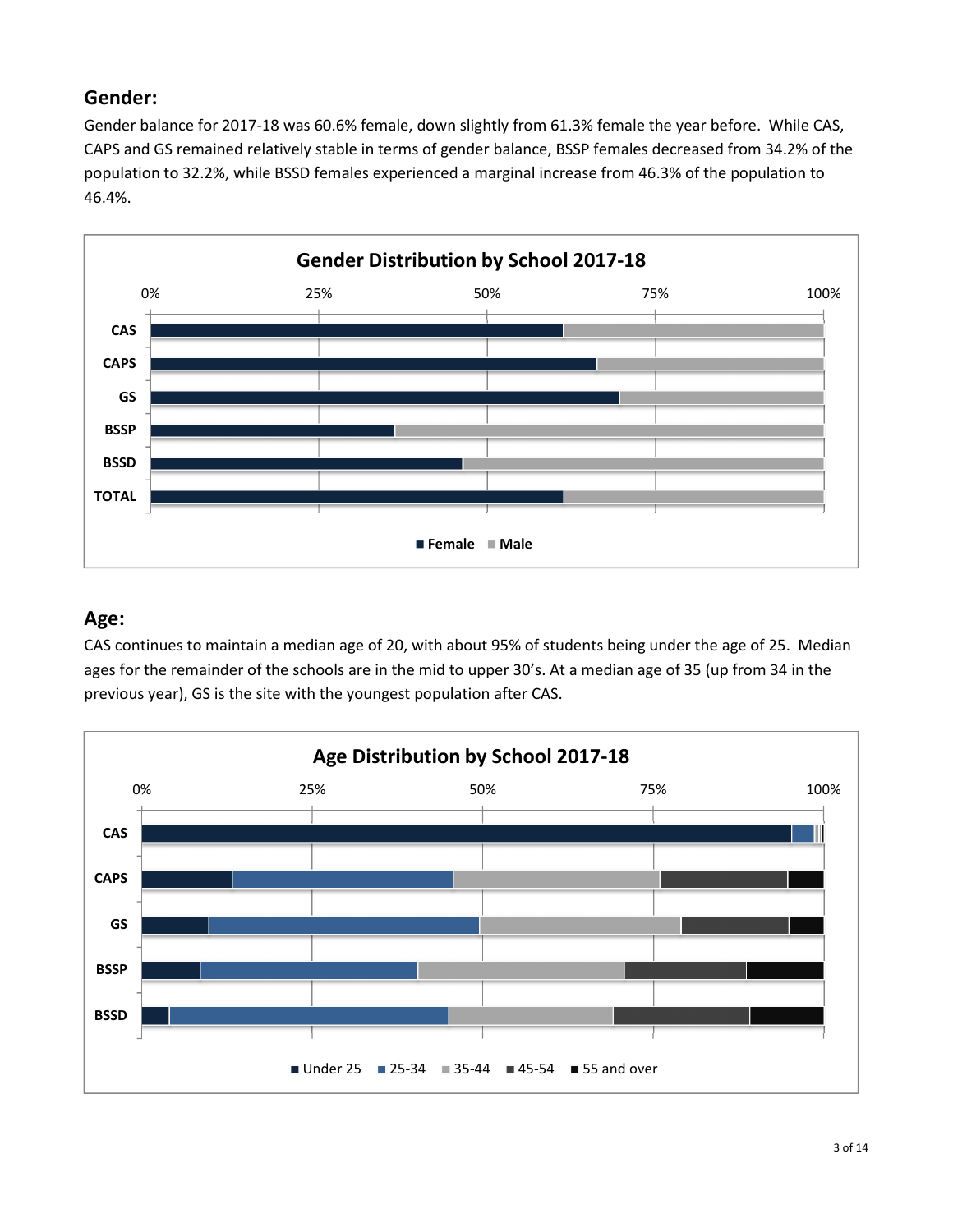## Gender:

Gender balance for 2017-18 was 60.6% female, down slightly from 61.3% female the year before. While CAS, CAPS and GS remained relatively stable in terms of gender balance, BSSP females decreased from 34.2% of the population to 32.2%, while BSSD females experienced a marginal increase from 46.3% of the population to 46.4%.

**Gender Distribution by School 2017-18**

## Age:

CAS continues to maintain a median age of 20, with about 95% of students being under the age of 25. Median ages for the remainder of the schools are in the mid to upper 30's. At a median age of 35 (up from 34 in the previous year), GS is the site with the youngest population after CAS.

**Age Distribution by School 2017-18**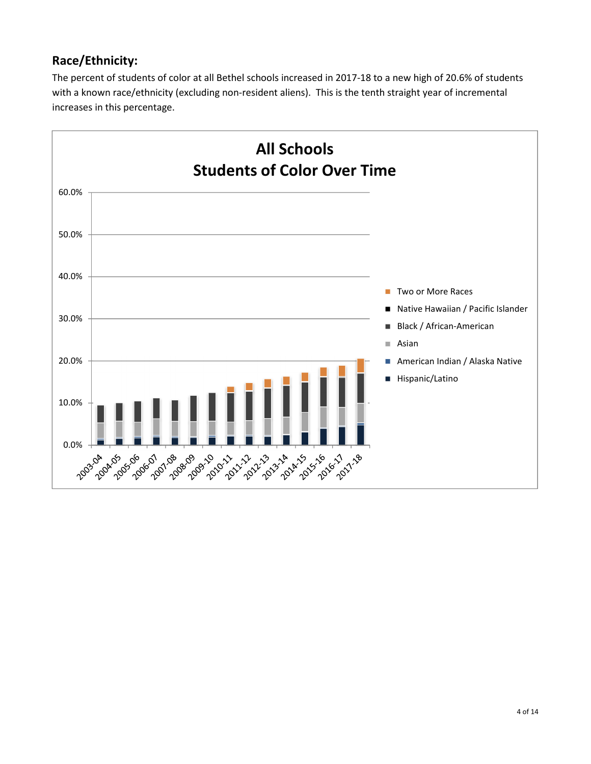## Race/Ethnicity:

The percent of students of color at all Bethel schools increased in 2017-18 to a new high of 20.6% of students with a known race/ethnicity (excluding non-resident aliens). This is the tenth straight year of incremental increases in this percentage.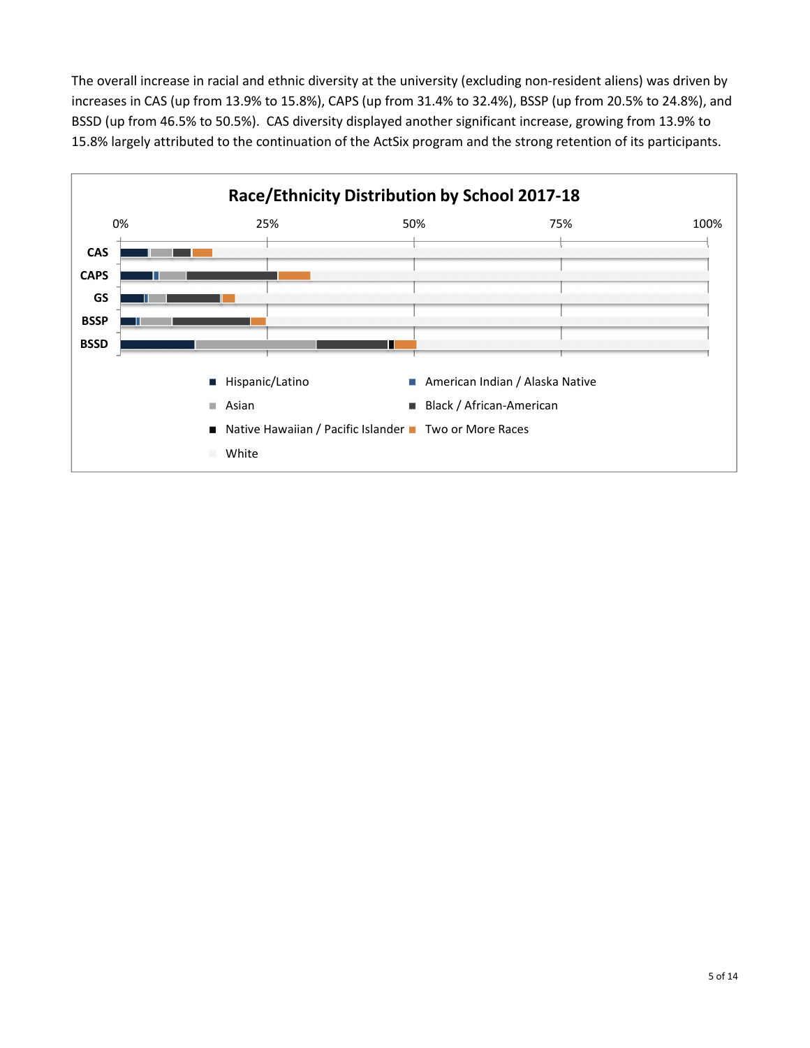The overall increase in racial and ethnic diversity at the university (excluding non-resident aliens) was driven by increases in CAS (up from 13.9% to 15.8%), CAPS (up from 31.4% to 32.4%), BSSP (up from 20.5% to 24.8%), and BSSD (up from 46.5% to 50.5%). CAS diversity displayed another significant increase, growing from 13.9% to 15.8% largely attributed to the continuation of the ActSix program and the strong retention of its participants.

**Race/Ethnicity Distribution by School 2017-18**

0% 25% 50% 75% 100%

CAS
CAPS
GS
BSSP
BSSD

- Hispanic/Latino
- American Indian / Alaska Native
- Asian
- Black / African-American
- Native Hawaiian / Pacific Islander
- Two or More Races
- White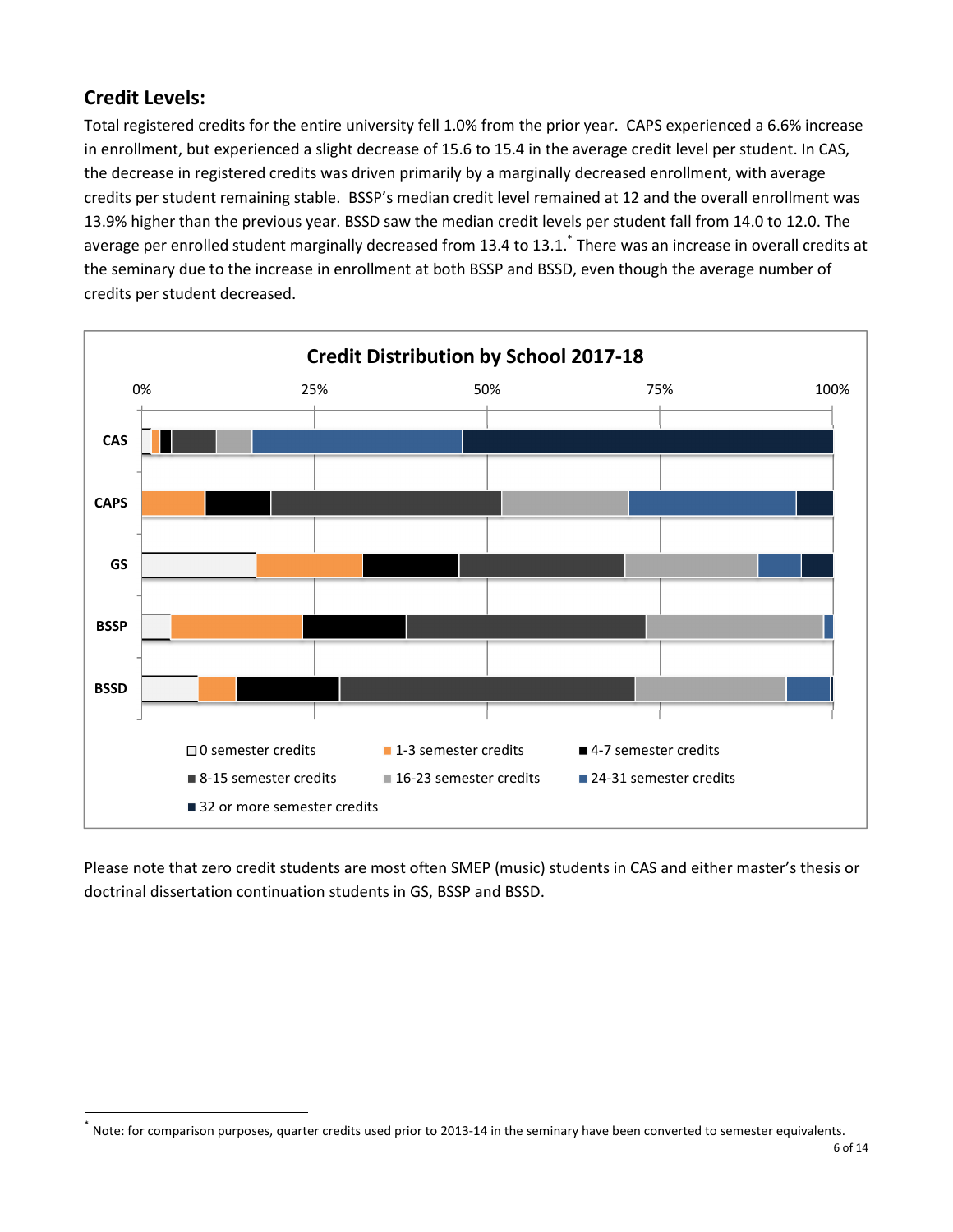## Credit Levels:

Total registered credits for the entire university fell 1.0% from the prior year. CAPS experienced a 6.6% increase in enrollment, but experienced a slight decrease of 15.6 to 15.4 in the average credit level per student. In CAS, the decrease in registered credits was driven primarily by a marginally decreased enrollment, with average credits per student remaining stable. BSSP's median credit level remained at 12 and the overall enrollment was 13.9% higher than the previous year. BSSD saw the median credit levels per student fall from 14.0 to 12.0. The average per enrolled student marginally decreased from 13.4 to 13.1.[*] There was an increase in overall credits at the seminary due to the increase in enrollment at both BSSP and BSSD, even though the average number of credits per student decreased.

**Credit Distribution by School 2017-18**

- 0 semester credits
- 1-3 semester credits
- 4-7 semester credits
- 8-15 semester credits
- 16-23 semester credits
- 24-31 semester credits
- 32 or more semester credits

Please note that zero credit students are most often SMEP (music) students in CAS and either master's thesis or doctrinal dissertation continuation students in GS, BSSP and BSSD.

[*] Note: for comparison purposes, quarter credits used prior to 2013-14 in the seminary have been converted to semester equivalents.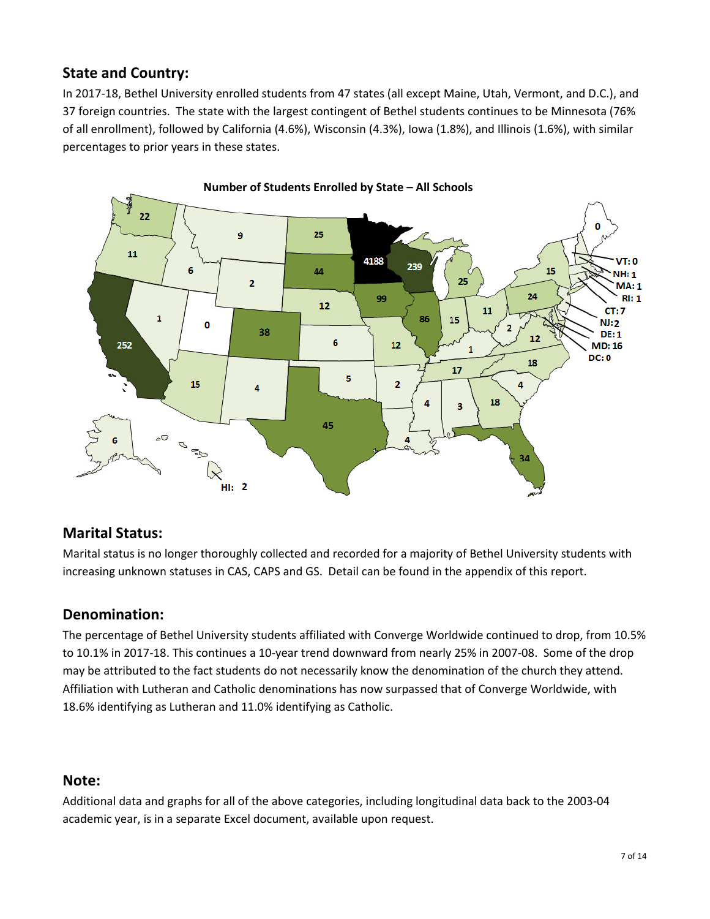## State and Country:

In 2017-18, Bethel University enrolled students from 47 states (all except Maine, Utah, Vermont, and D.C.), and 37 foreign countries. The state with the largest contingent of Bethel students continues to be Minnesota (76% of all enrollment), followed by California (4.6%), Wisconsin (4.3%), Iowa (1.8%), and Illinois (1.6%), with similar percentages to prior years in these states.

**Number of Students Enrolled by State – All Schools**

## Marital Status:

Marital status is no longer thoroughly collected and recorded for a majority of Bethel University students with increasing unknown statuses in CAS, CAPS and GS. Detail can be found in the appendix of this report.

## Denomination:

The percentage of Bethel University students affiliated with Converge Worldwide continued to drop, from 10.5% to 10.1% in 2017-18. This continues a 10-year trend downward from nearly 25% in 2007-08. Some of the drop may be attributed to the fact students do not necessarily know the denomination of the church they attend. Affiliation with Lutheran and Catholic denominations has now surpassed that of Converge Worldwide, with 18.6% identifying as Lutheran and 11.0% identifying as Catholic.

## Note:

Additional data and graphs for all of the above categories, including longitudinal data back to the 2003-04 academic year, is in a separate Excel document, available upon request.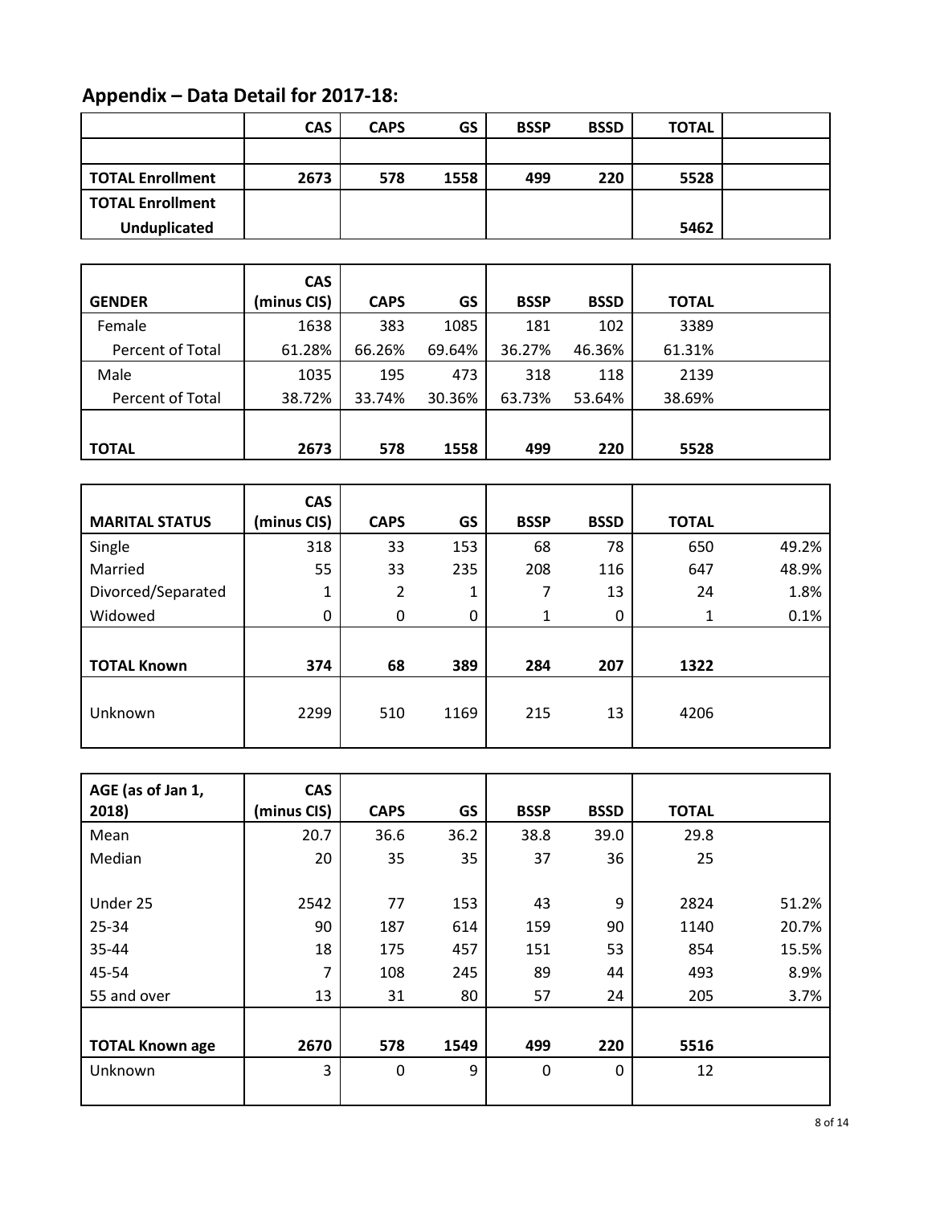## Appendix – Data Detail for 2017-18:

| | CAS | CAPS | GS | BSSP | BSSD | TOTAL | |
|---|---|---|---|---|---|---|---|
| | | | | | | | |
| **TOTAL Enrollment** | **2673** | **578** | **1558** | **499** | **220** | **5528** | |
| **TOTAL Enrollment Unduplicated** | | | | | | **5462** | |

| GENDER | CAS (minus CIS) | CAPS | GS | BSSP | BSSD | TOTAL | |
|---|---|---|---|---|---|---|---|
| Female | 1638 | 383 | 1085 | 181 | 102 | 3389 | |
| Percent of Total | 61.28% | 66.26% | 69.64% | 36.27% | 46.36% | 61.31% | |
| Male | 1035 | 195 | 473 | 318 | 118 | 2139 | |
| Percent of Total | 38.72% | 33.74% | 30.36% | 63.73% | 53.64% | 38.69% | |
| **TOTAL** | **2673** | **578** | **1558** | **499** | **220** | **5528** | |

| MARITAL STATUS | CAS (minus CIS) | CAPS | GS | BSSP | BSSD | TOTAL | |
|---|---|---|---|---|---|---|---|
| Single | 318 | 33 | 153 | 68 | 78 | 650 | 49.2% |
| Married | 55 | 33 | 235 | 208 | 116 | 647 | 48.9% |
| Divorced/Separated | 1 | 2 | 1 | 7 | 13 | 24 | 1.8% |
| Widowed | 0 | 0 | 0 | 1 | 0 | 1 | 0.1% |
| **TOTAL Known** | **374** | **68** | **389** | **284** | **207** | **1322** | |
| Unknown | 2299 | 510 | 1169 | 215 | 13 | 4206 | |

| AGE (as of Jan 1, 2018) | CAS (minus CIS) | CAPS | GS | BSSP | BSSD | TOTAL | |
|---|---|---|---|---|---|---|---|
| Mean | 20.7 | 36.6 | 36.2 | 38.8 | 39.0 | 29.8 | |
| Median | 20 | 35 | 35 | 37 | 36 | 25 | |
| Under 25 | 2542 | 77 | 153 | 43 | 9 | 2824 | 51.2% |
| 25-34 | 90 | 187 | 614 | 159 | 90 | 1140 | 20.7% |
| 35-44 | 18 | 175 | 457 | 151 | 53 | 854 | 15.5% |
| 45-54 | 7 | 108 | 245 | 89 | 44 | 493 | 8.9% |
| 55 and over | 13 | 31 | 80 | 57 | 24 | 205 | 3.7% |
| **TOTAL Known age** | **2670** | **578** | **1549** | **499** | **220** | **5516** | |
| Unknown | 3 | 0 | 9 | 0 | 0 | 12 | |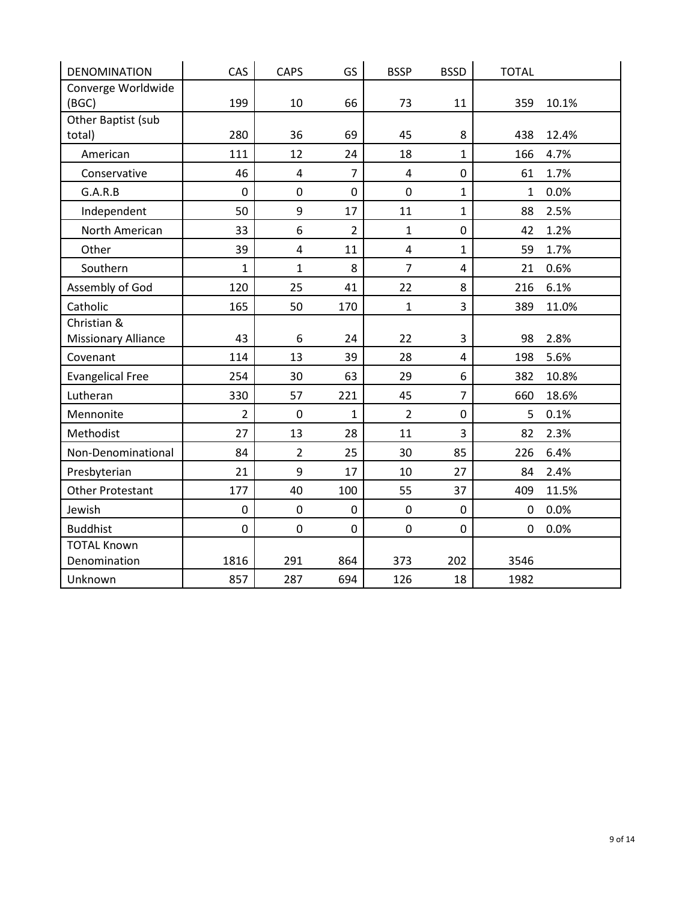| DENOMINATION | CAS | CAPS | GS | BSSP | BSSD | TOTAL | |
|---|---|---|---|---|---|---|---|
| Converge Worldwide (BGC) | 199 | 10 | 66 | 73 | 11 | 359 | 10.1% |
| Other Baptist (sub total) | 280 | 36 | 69 | 45 | 8 | 438 | 12.4% |
| American | 111 | 12 | 24 | 18 | 1 | 166 | 4.7% |
| Conservative | 46 | 4 | 7 | 4 | 0 | 61 | 1.7% |
| G.A.R.B | 0 | 0 | 0 | 0 | 1 | 1 | 0.0% |
| Independent | 50 | 9 | 17 | 11 | 1 | 88 | 2.5% |
| North American | 33 | 6 | 2 | 1 | 0 | 42 | 1.2% |
| Other | 39 | 4 | 11 | 4 | 1 | 59 | 1.7% |
| Southern | 1 | 1 | 8 | 7 | 4 | 21 | 0.6% |
| Assembly of God | 120 | 25 | 41 | 22 | 8 | 216 | 6.1% |
| Catholic | 165 | 50 | 170 | 1 | 3 | 389 | 11.0% |
| Christian & Missionary Alliance | 43 | 6 | 24 | 22 | 3 | 98 | 2.8% |
| Covenant | 114 | 13 | 39 | 28 | 4 | 198 | 5.6% |
| Evangelical Free | 254 | 30 | 63 | 29 | 6 | 382 | 10.8% |
| Lutheran | 330 | 57 | 221 | 45 | 7 | 660 | 18.6% |
| Mennonite | 2 | 0 | 1 | 2 | 0 | 5 | 0.1% |
| Methodist | 27 | 13 | 28 | 11 | 3 | 82 | 2.3% |
| Non-Denominational | 84 | 2 | 25 | 30 | 85 | 226 | 6.4% |
| Presbyterian | 21 | 9 | 17 | 10 | 27 | 84 | 2.4% |
| Other Protestant | 177 | 40 | 100 | 55 | 37 | 409 | 11.5% |
| Jewish | 0 | 0 | 0 | 0 | 0 | 0 | 0.0% |
| Buddhist | 0 | 0 | 0 | 0 | 0 | 0 | 0.0% |
| TOTAL Known Denomination | 1816 | 291 | 864 | 373 | 202 | 3546 | |
| Unknown | 857 | 287 | 694 | 126 | 18 | 1982 | |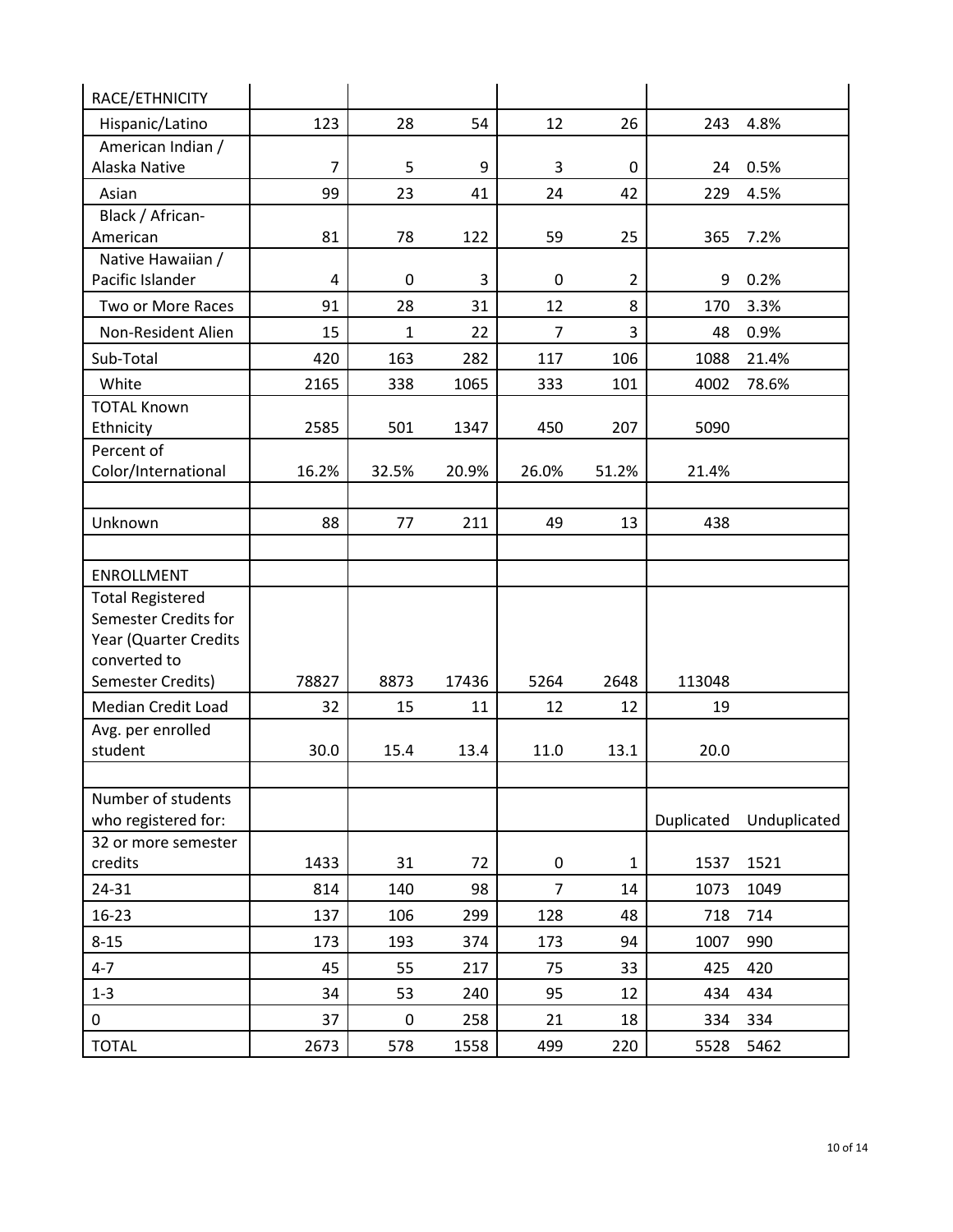| RACE/ETHNICITY | | | | | | | |
|---|---|---|---|---|---|---|---|
| Hispanic/Latino | 123 | 28 | 54 | 12 | 26 | 243 | 4.8% |
| American Indian / Alaska Native | 7 | 5 | 9 | 3 | 0 | 24 | 0.5% |
| Asian | 99 | 23 | 41 | 24 | 42 | 229 | 4.5% |
| Black / African-American | 81 | 78 | 122 | 59 | 25 | 365 | 7.2% |
| Native Hawaiian / Pacific Islander | 4 | 0 | 3 | 0 | 2 | 9 | 0.2% |
| Two or More Races | 91 | 28 | 31 | 12 | 8 | 170 | 3.3% |
| Non-Resident Alien | 15 | 1 | 22 | 7 | 3 | 48 | 0.9% |
| Sub-Total | 420 | 163 | 282 | 117 | 106 | 1088 | 21.4% |
| White | 2165 | 338 | 1065 | 333 | 101 | 4002 | 78.6% |
| TOTAL Known Ethnicity | 2585 | 501 | 1347 | 450 | 207 | 5090 | |
| Percent of Color/International | 16.2% | 32.5% | 20.9% | 26.0% | 51.2% | 21.4% | |
| | | | | | | | |
| Unknown | 88 | 77 | 211 | 49 | 13 | 438 | |
| | | | | | | | |
| ENROLLMENT | | | | | | | |
| Total Registered Semester Credits for Year (Quarter Credits converted to Semester Credits) | 78827 | 8873 | 17436 | 5264 | 2648 | 113048 | |
| Median Credit Load | 32 | 15 | 11 | 12 | 12 | 19 | |
| Avg. per enrolled student | 30.0 | 15.4 | 13.4 | 11.0 | 13.1 | 20.0 | |
| | | | | | | | |
| Number of students who registered for: | | | | | | Duplicated | Unduplicated |
| 32 or more semester credits | 1433 | 31 | 72 | 0 | 1 | 1537 | 1521 |
| 24-31 | 814 | 140 | 98 | 7 | 14 | 1073 | 1049 |
| 16-23 | 137 | 106 | 299 | 128 | 48 | 718 | 714 |
| 8-15 | 173 | 193 | 374 | 173 | 94 | 1007 | 990 |
| 4-7 | 45 | 55 | 217 | 75 | 33 | 425 | 420 |
| 1-3 | 34 | 53 | 240 | 95 | 12 | 434 | 434 |
| 0 | 37 | 0 | 258 | 21 | 18 | 334 | 334 |
| TOTAL | 2673 | 578 | 1558 | 499 | 220 | 5528 | 5462 |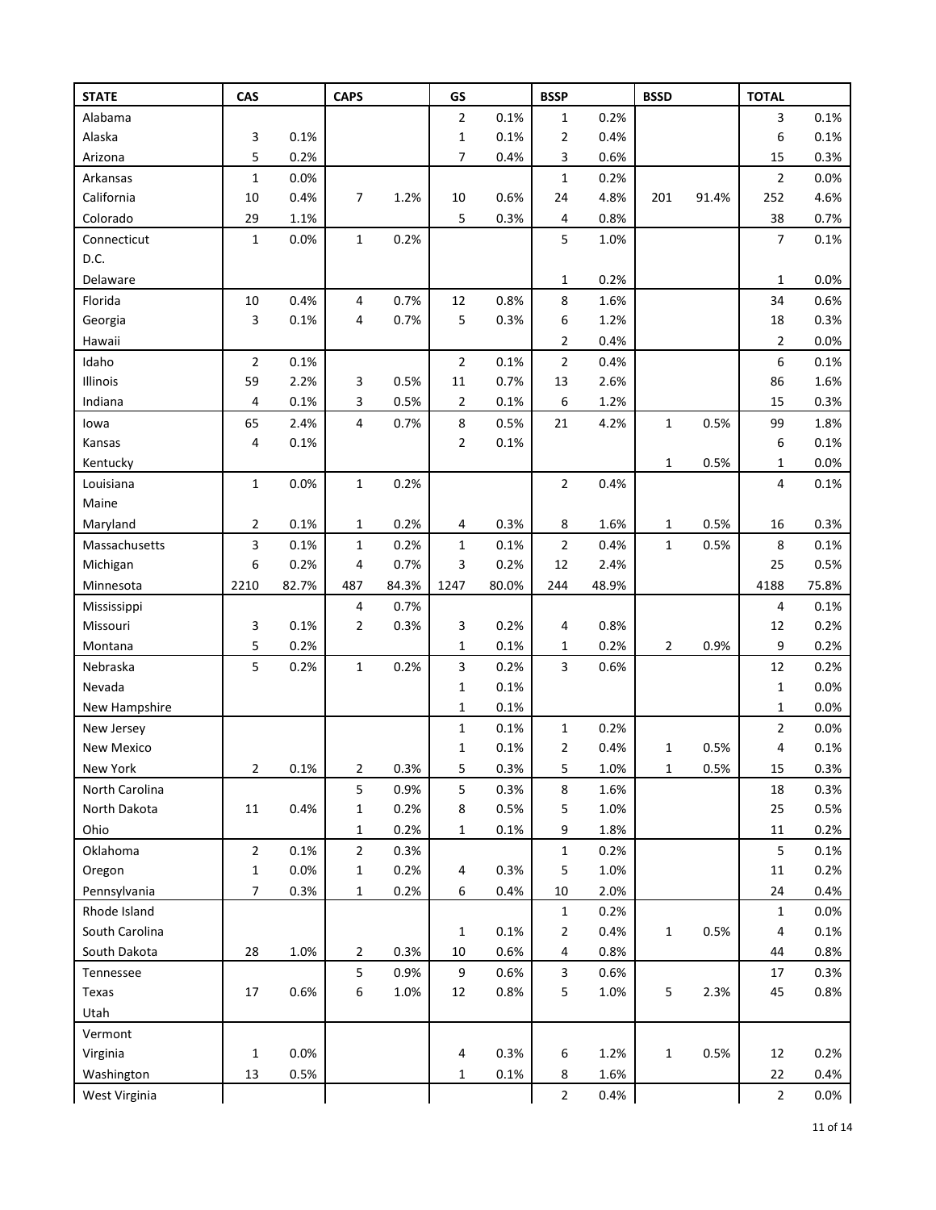| STATE | CAS | | CAPS | | GS | | BSSP | | BSSD | | TOTAL | |
|---|---|---|---|---|---|---|---|---|---|---|---|---|
| Alabama | | | | | 2 | 0.1% | 1 | 0.2% | | | 3 | 0.1% |
| Alaska | 3 | 0.1% | | | 1 | 0.1% | 2 | 0.4% | | | 6 | 0.1% |
| Arizona | 5 | 0.2% | | | 7 | 0.4% | 3 | 0.6% | | | 15 | 0.3% |
| Arkansas | 1 | 0.0% | | | | | 1 | 0.2% | | | 2 | 0.0% |
| California | 10 | 0.4% | 7 | 1.2% | 10 | 0.6% | 24 | 4.8% | 201 | 91.4% | 252 | 4.6% |
| Colorado | 29 | 1.1% | | | 5 | 0.3% | 4 | 0.8% | | | 38 | 0.7% |
| Connecticut | 1 | 0.0% | 1 | 0.2% | | | 5 | 1.0% | | | 7 | 0.1% |
| D.C. | | | | | | | | | | | | |
| Delaware | | | | | | | 1 | 0.2% | | | 1 | 0.0% |
| Florida | 10 | 0.4% | 4 | 0.7% | 12 | 0.8% | 8 | 1.6% | | | 34 | 0.6% |
| Georgia | 3 | 0.1% | 4 | 0.7% | 5 | 0.3% | 6 | 1.2% | | | 18 | 0.3% |
| Hawaii | | | | | | | 2 | 0.4% | | | 2 | 0.0% |
| Idaho | 2 | 0.1% | | | 2 | 0.1% | 2 | 0.4% | | | 6 | 0.1% |
| Illinois | 59 | 2.2% | 3 | 0.5% | 11 | 0.7% | 13 | 2.6% | | | 86 | 1.6% |
| Indiana | 4 | 0.1% | 3 | 0.5% | 2 | 0.1% | 6 | 1.2% | | | 15 | 0.3% |
| Iowa | 65 | 2.4% | 4 | 0.7% | 8 | 0.5% | 21 | 4.2% | 1 | 0.5% | 99 | 1.8% |
| Kansas | 4 | 0.1% | | | 2 | 0.1% | | | | | 6 | 0.1% |
| Kentucky | | | | | | | | | 1 | 0.5% | 1 | 0.0% |
| Louisiana | 1 | 0.0% | 1 | 0.2% | | | 2 | 0.4% | | | 4 | 0.1% |
| Maine | | | | | | | | | | | | |
| Maryland | 2 | 0.1% | 1 | 0.2% | 4 | 0.3% | 8 | 1.6% | 1 | 0.5% | 16 | 0.3% |
| Massachusetts | 3 | 0.1% | 1 | 0.2% | 1 | 0.1% | 2 | 0.4% | 1 | 0.5% | 8 | 0.1% |
| Michigan | 6 | 0.2% | 4 | 0.7% | 3 | 0.2% | 12 | 2.4% | | | 25 | 0.5% |
| Minnesota | 2210 | 82.7% | 487 | 84.3% | 1247 | 80.0% | 244 | 48.9% | | | 4188 | 75.8% |
| Mississippi | | | 4 | 0.7% | | | | | | | 4 | 0.1% |
| Missouri | 3 | 0.1% | 2 | 0.3% | 3 | 0.2% | 4 | 0.8% | | | 12 | 0.2% |
| Montana | 5 | 0.2% | | | 1 | 0.1% | 1 | 0.2% | 2 | 0.9% | 9 | 0.2% |
| Nebraska | 5 | 0.2% | 1 | 0.2% | 3 | 0.2% | 3 | 0.6% | | | 12 | 0.2% |
| Nevada | | | | | 1 | 0.1% | | | | | 1 | 0.0% |
| New Hampshire | | | | | 1 | 0.1% | | | | | 1 | 0.0% |
| New Jersey | | | | | 1 | 0.1% | 1 | 0.2% | | | 2 | 0.0% |
| New Mexico | | | | | 1 | 0.1% | 2 | 0.4% | 1 | 0.5% | 4 | 0.1% |
| New York | 2 | 0.1% | 2 | 0.3% | 5 | 0.3% | 5 | 1.0% | 1 | 0.5% | 15 | 0.3% |
| North Carolina | | | 5 | 0.9% | 5 | 0.3% | 8 | 1.6% | | | 18 | 0.3% |
| North Dakota | 11 | 0.4% | 1 | 0.2% | 8 | 0.5% | 5 | 1.0% | | | 25 | 0.5% |
| Ohio | | | 1 | 0.2% | 1 | 0.1% | 9 | 1.8% | | | 11 | 0.2% |
| Oklahoma | 2 | 0.1% | 2 | 0.3% | | | 1 | 0.2% | | | 5 | 0.1% |
| Oregon | 1 | 0.0% | 1 | 0.2% | 4 | 0.3% | 5 | 1.0% | | | 11 | 0.2% |
| Pennsylvania | 7 | 0.3% | 1 | 0.2% | 6 | 0.4% | 10 | 2.0% | | | 24 | 0.4% |
| Rhode Island | | | | | | | 1 | 0.2% | | | 1 | 0.0% |
| South Carolina | | | | | 1 | 0.1% | 2 | 0.4% | 1 | 0.5% | 4 | 0.1% |
| South Dakota | 28 | 1.0% | 2 | 0.3% | 10 | 0.6% | 4 | 0.8% | | | 44 | 0.8% |
| Tennessee | | | 5 | 0.9% | 9 | 0.6% | 3 | 0.6% | | | 17 | 0.3% |
| Texas | 17 | 0.6% | 6 | 1.0% | 12 | 0.8% | 5 | 1.0% | 5 | 2.3% | 45 | 0.8% |
| Utah | | | | | | | | | | | | |
| Vermont | | | | | | | | | | | | |
| Virginia | 1 | 0.0% | | | 4 | 0.3% | 6 | 1.2% | 1 | 0.5% | 12 | 0.2% |
| Washington | 13 | 0.5% | | | 1 | 0.1% | 8 | 1.6% | | | 22 | 0.4% |
| West Virginia | | | | | | | 2 | 0.4% | | | 2 | 0.0% |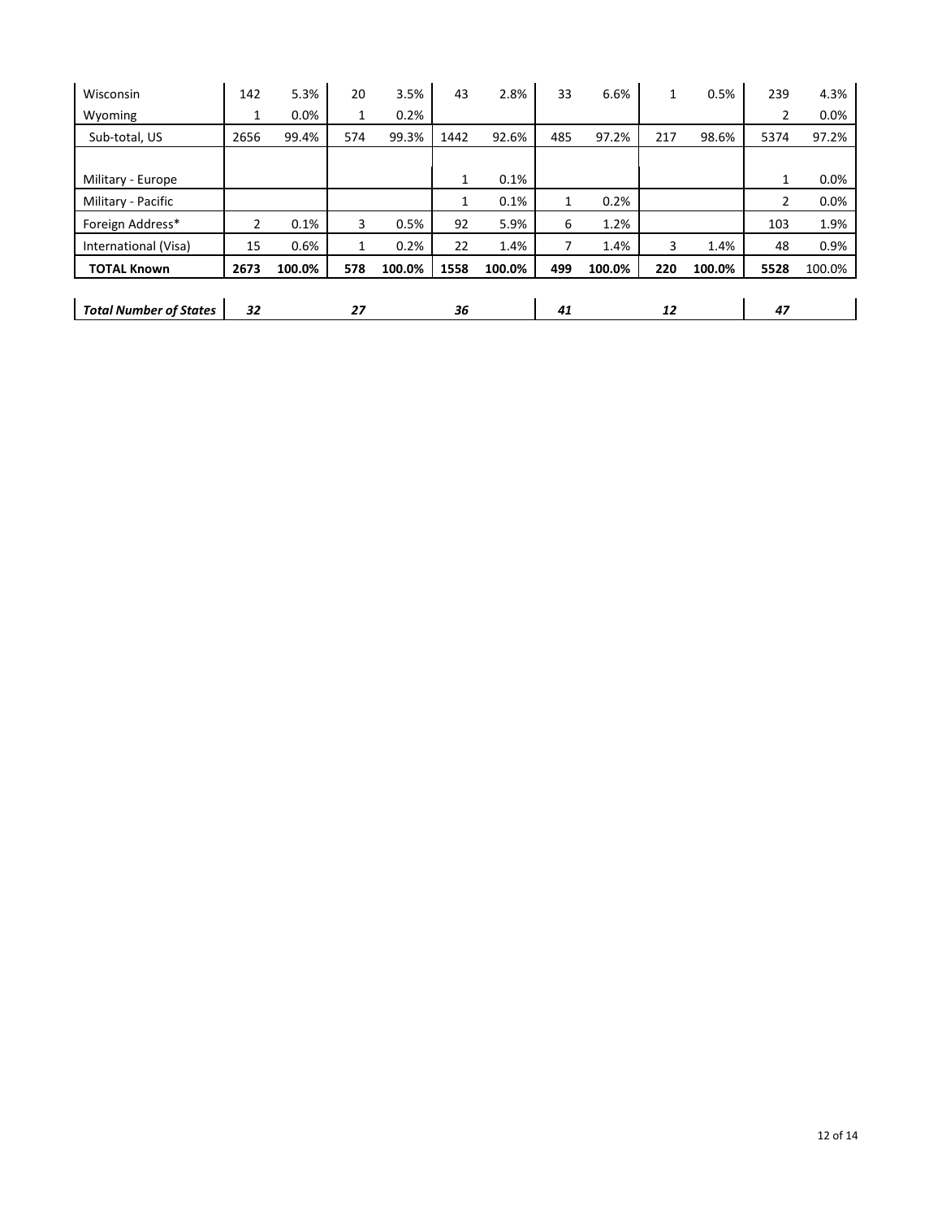| | | | | | | | | | | | | |
|---|---|---|---|---|---|---|---|---|---|---|---|---|
| Wisconsin | 142 | 5.3% | 20 | 3.5% | 43 | 2.8% | 33 | 6.6% | 1 | 0.5% | 239 | 4.3% |
| Wyoming | 1 | 0.0% | 1 | 0.2% | | | | | | | 2 | 0.0% |
| Sub-total, US | 2656 | 99.4% | 574 | 99.3% | 1442 | 92.6% | 485 | 97.2% | 217 | 98.6% | 5374 | 97.2% |
| | | | | | | | | | | | | |
| Military - Europe | | | | | 1 | 0.1% | | | | | 1 | 0.0% |
| Military - Pacific | | | | | 1 | 0.1% | 1 | 0.2% | | | 2 | 0.0% |
| Foreign Address* | 2 | 0.1% | 3 | 0.5% | 92 | 5.9% | 6 | 1.2% | | | 103 | 1.9% |
| International (Visa) | 15 | 0.6% | 1 | 0.2% | 22 | 1.4% | 7 | 1.4% | 3 | 1.4% | 48 | 0.9% |
| **TOTAL Known** | **2673** | **100.0%** | **578** | **100.0%** | **1558** | **100.0%** | **499** | **100.0%** | **220** | **100.0%** | **5528** | 100.0% |
| | | | | | | | | | | | | |
| ***Total Number of States*** | ***32*** | | ***27*** | | ***36*** | | ***41*** | | ***12*** | | ***47*** | |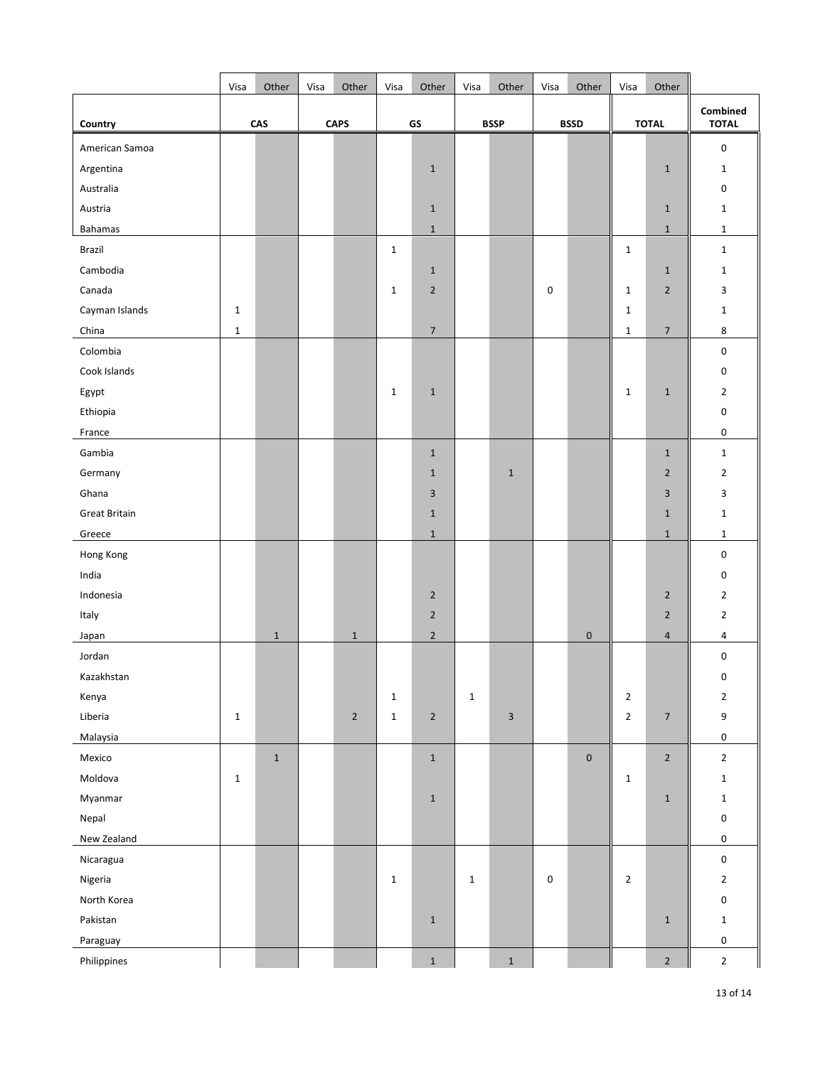| Country | CAS | | CAPS | | GS | | BSSP | | BSSD | | TOTAL | | Combined TOTAL |
|---|---|---|---|---|---|---|---|---|---|---|---|---|---|
| | Visa | Other | Visa | Other | Visa | Other | Visa | Other | Visa | Other | Visa | Other | |
| American Samoa | | | | | | | | | | | | | 0 |
| Argentina | | | | | | 1 | | | | | | 1 | 1 |
| Australia | | | | | | | | | | | | | 0 |
| Austria | | | | | | 1 | | | | | | 1 | 1 |
| Bahamas | | | | | | 1 | | | | | | 1 | 1 |
| Brazil | | | | | 1 | | | | | | 1 | | 1 |
| Cambodia | | | | | | 1 | | | | | | 1 | 1 |
| Canada | | | | | 1 | 2 | | | 0 | | 1 | 2 | 3 |
| Cayman Islands | 1 | | | | | | | | | | 1 | | 1 |
| China | 1 | | | | | 7 | | | | | 1 | 7 | 8 |
| Colombia | | | | | | | | | | | | | 0 |
| Cook Islands | | | | | | | | | | | | | 0 |
| Egypt | | | | | 1 | 1 | | | | | 1 | 1 | 2 |
| Ethiopia | | | | | | | | | | | | | 0 |
| France | | | | | | | | | | | | | 0 |
| Gambia | | | | | | 1 | | | | | | 1 | 1 |
| Germany | | | | | | 1 | | 1 | | | | 2 | 2 |
| Ghana | | | | | | 3 | | | | | | 3 | 3 |
| Great Britain | | | | | | 1 | | | | | | 1 | 1 |
| Greece | | | | | | 1 | | | | | | 1 | 1 |
| Hong Kong | | | | | | | | | | | | | 0 |
| India | | | | | | | | | | | | | 0 |
| Indonesia | | | | | | 2 | | | | | | 2 | 2 |
| Italy | | | | | | 2 | | | | | | 2 | 2 |
| Japan | | 1 | | 1 | | 2 | | | | 0 | | 4 | 4 |
| Jordan | | | | | | | | | | | | | 0 |
| Kazakhstan | | | | | | | | | | | | | 0 |
| Kenya | | | | | 1 | | 1 | | | | 2 | | 2 |
| Liberia | 1 | | | 2 | 1 | 2 | | 3 | | | 2 | 7 | 9 |
| Malaysia | | | | | | | | | | | | | 0 |
| Mexico | | 1 | | | | 1 | | | | 0 | | 2 | 2 |
| Moldova | 1 | | | | | | | | | | 1 | | 1 |
| Myanmar | | | | | | 1 | | | | | | 1 | 1 |
| Nepal | | | | | | | | | | | | | 0 |
| New Zealand | | | | | | | | | | | | | 0 |
| Nicaragua | | | | | | | | | | | | | 0 |
| Nigeria | | | | | 1 | | 1 | | 0 | | 2 | | 2 |
| North Korea | | | | | | | | | | | | | 0 |
| Pakistan | | | | | | 1 | | | | | | 1 | 1 |
| Paraguay | | | | | | | | | | | | | 0 |
| Philippines | | | | | | 1 | | 1 | | | | 2 | 2 |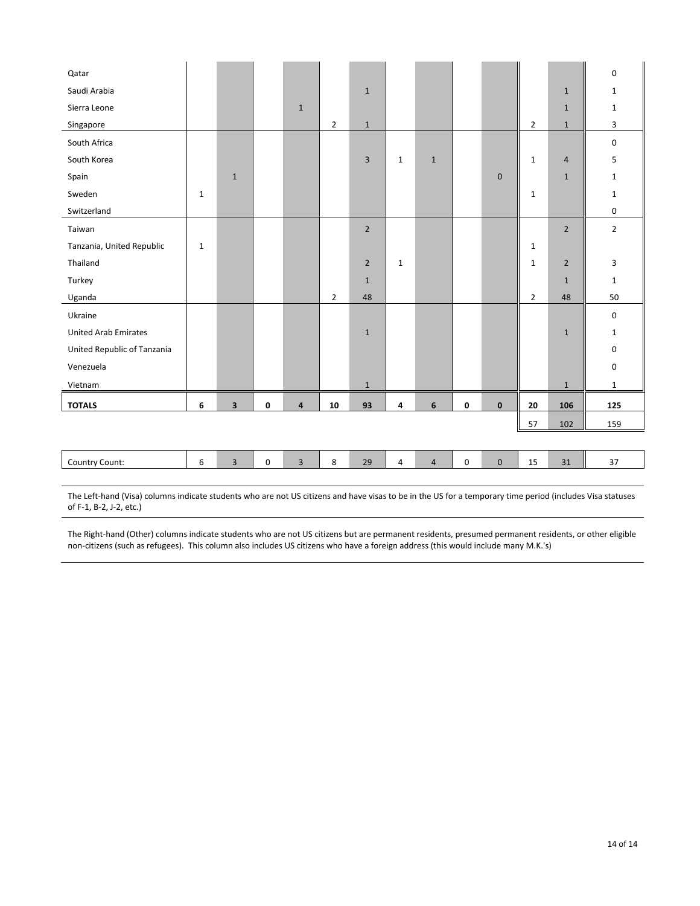| | | | | | | | | | | | | | |
|---|---|---|---|---|---|---|---|---|---|---|---|---|---|
| Qatar | | | | | | | | | | | | | 0 |
| Saudi Arabia | | | | | | 1 | | | | | | 1 | 1 |
| Sierra Leone | | | | 1 | | | | | | | | 1 | 1 |
| Singapore | | | | | 2 | 1 | | | | | 2 | 1 | 3 |
| South Africa | | | | | | | | | | | | | 0 |
| South Korea | | | | | | 3 | 1 | 1 | | | 1 | 4 | 5 |
| Spain | | 1 | | | | | | | | 0 | | 1 | 1 |
| Sweden | 1 | | | | | | | | | | 1 | | 1 |
| Switzerland | | | | | | | | | | | | | 0 |
| Taiwan | | | | | | 2 | | | | | | 2 | 2 |
| Tanzania, United Republic | 1 | | | | | | | | | | 1 | | |
| Thailand | | | | | | 2 | 1 | | | | 1 | 2 | 3 |
| Turkey | | | | | | 1 | | | | | | 1 | 1 |
| Uganda | | | | | 2 | 48 | | | | | 2 | 48 | 50 |
| Ukraine | | | | | | | | | | | | | 0 |
| United Arab Emirates | | | | | | 1 | | | | | | 1 | 1 |
| United Republic of Tanzania | | | | | | | | | | | | | 0 |
| Venezuela | | | | | | | | | | | | | 0 |
| Vietnam | | | | | | 1 | | | | | | 1 | 1 |
| **TOTALS** | **6** | **3** | **0** | **4** | **10** | **93** | **4** | **6** | **0** | **0** | **20** | **106** | **125** |
| | | | | | | | | | | | 57 | 102 | 159 |
| Country Count: | 6 | 3 | 0 | 3 | 8 | 29 | 4 | 4 | 0 | 0 | 15 | 31 | 37 |

The Left-hand (Visa) columns indicate students who are not US citizens and have visas to be in the US for a temporary time period (includes Visa statuses of F-1, B-2, J-2, etc.)

The Right-hand (Other) columns indicate students who are not US citizens but are permanent residents, presumed permanent residents, or other eligible non-citizens (such as refugees). This column also includes US citizens who have a foreign address (this would include many M.K.'s)